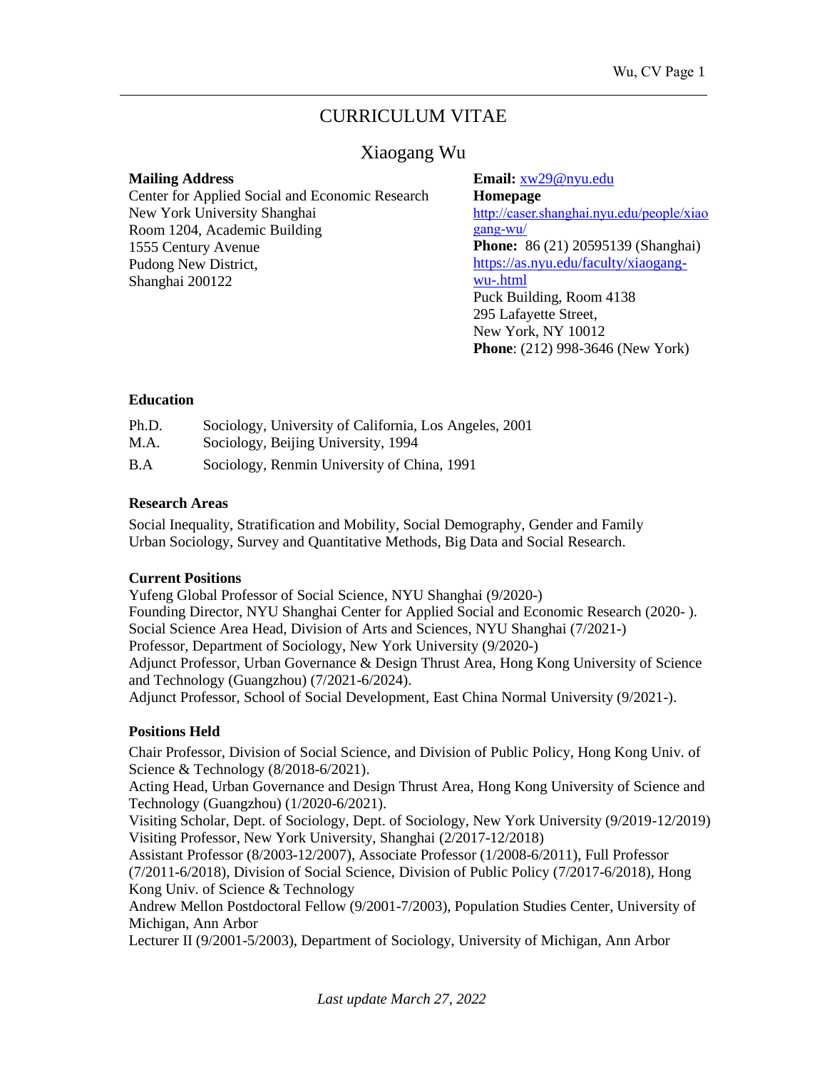# CURRICULUM VITAE

## Xiaogang Wu

**Mailing Address**
Center for Applied Social and Economic Research
New York University Shanghai
Room 1204, Academic Building
1555 Century Avenue
Pudong New District,
Shanghai 200122

**Email:** xw29@nyu.edu
**Homepage**
http://caser.shanghai.nyu.edu/people/xiaogang-wu/
**Phone:** 86 (21) 20595139 (Shanghai)
https://as.nyu.edu/faculty/xiaogang-wu-.html
Puck Building, Room 4138
295 Lafayette Street,
New York, NY 10012
**Phone**: (212) 998-3646 (New York)

### Education

| | |
|---|---|
| Ph.D. | Sociology, University of California, Los Angeles, 2001 |
| M.A. | Sociology, Beijing University, 1994 |
| B.A | Sociology, Renmin University of China, 1991 |

### Research Areas

Social Inequality, Stratification and Mobility, Social Demography, Gender and Family
Urban Sociology, Survey and Quantitative Methods, Big Data and Social Research.

### Current Positions

Yufeng Global Professor of Social Science, NYU Shanghai (9/2020-)
Founding Director, NYU Shanghai Center for Applied Social and Economic Research (2020- ).
Social Science Area Head, Division of Arts and Sciences, NYU Shanghai (7/2021-)
Professor, Department of Sociology, New York University (9/2020-)
Adjunct Professor, Urban Governance & Design Thrust Area, Hong Kong University of Science and Technology (Guangzhou) (7/2021-6/2024).
Adjunct Professor, School of Social Development, East China Normal University (9/2021-).

### Positions Held

Chair Professor, Division of Social Science, and Division of Public Policy, Hong Kong Univ. of Science & Technology (8/2018-6/2021).
Acting Head, Urban Governance and Design Thrust Area, Hong Kong University of Science and Technology (Guangzhou) (1/2020-6/2021).
Visiting Scholar, Dept. of Sociology, Dept. of Sociology, New York University (9/2019-12/2019)
Visiting Professor, New York University, Shanghai (2/2017-12/2018)
Assistant Professor (8/2003-12/2007), Associate Professor (1/2008-6/2011), Full Professor (7/2011-6/2018), Division of Social Science, Division of Public Policy (7/2017-6/2018), Hong Kong Univ. of Science & Technology
Andrew Mellon Postdoctoral Fellow (9/2001-7/2003), Population Studies Center, University of Michigan, Ann Arbor
Lecturer II (9/2001-5/2003), Department of Sociology, University of Michigan, Ann Arbor

*Last update March 27, 2022*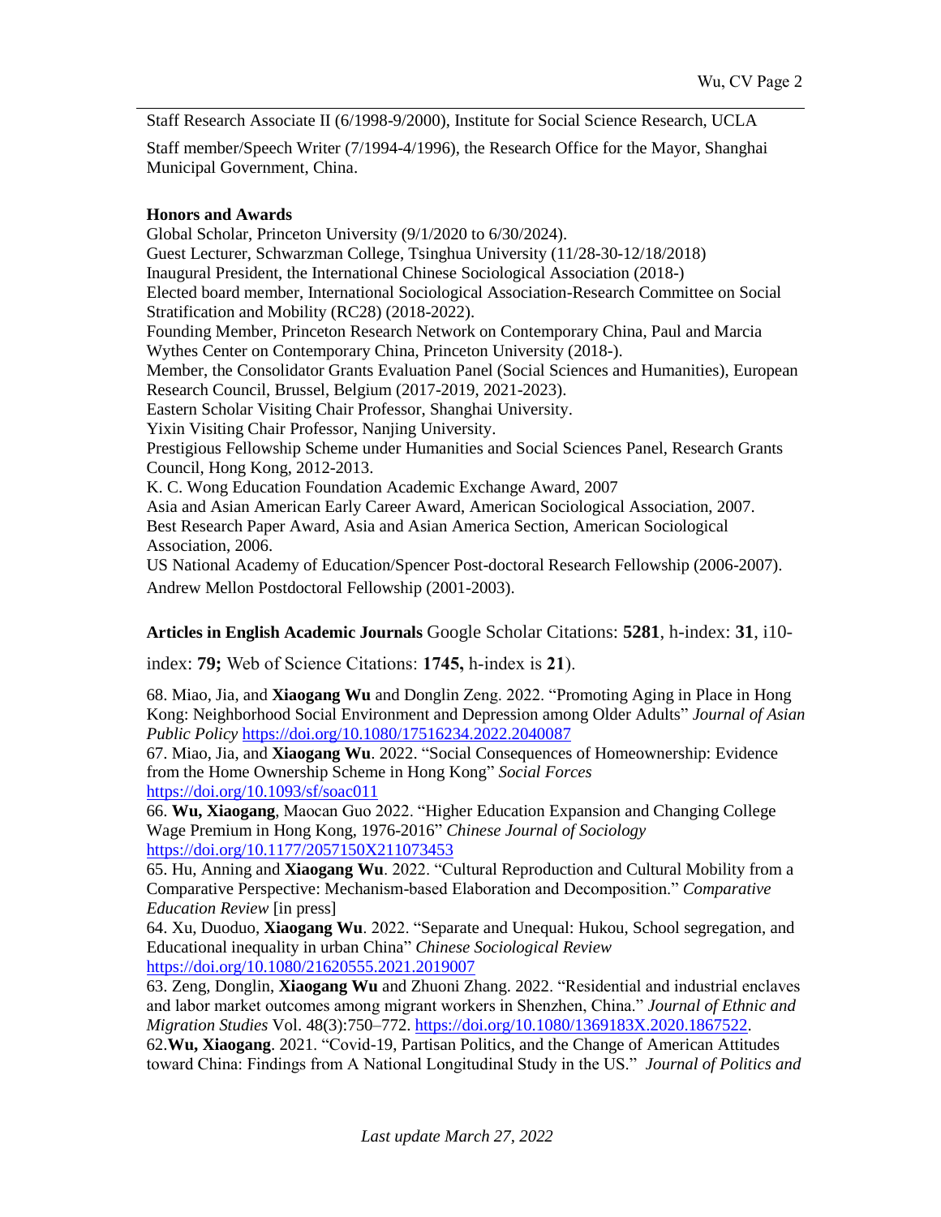Staff Research Associate II (6/1998-9/2000), Institute for Social Science Research, UCLA

Staff member/Speech Writer (7/1994-4/1996), the Research Office for the Mayor, Shanghai Municipal Government, China.

**Honors and Awards**

Global Scholar, Princeton University (9/1/2020 to 6/30/2024).
Guest Lecturer, Schwarzman College, Tsinghua University (11/28-30-12/18/2018)
Inaugural President, the International Chinese Sociological Association (2018-)
Elected board member, International Sociological Association-Research Committee on Social Stratification and Mobility (RC28) (2018-2022).
Founding Member, Princeton Research Network on Contemporary China, Paul and Marcia Wythes Center on Contemporary China, Princeton University (2018-).
Member, the Consolidator Grants Evaluation Panel (Social Sciences and Humanities), European Research Council, Brussel, Belgium (2017-2019, 2021-2023).
Eastern Scholar Visiting Chair Professor, Shanghai University.
Yixin Visiting Chair Professor, Nanjing University.
Prestigious Fellowship Scheme under Humanities and Social Sciences Panel, Research Grants Council, Hong Kong, 2012-2013.
K. C. Wong Education Foundation Academic Exchange Award, 2007
Asia and Asian American Early Career Award, American Sociological Association, 2007.
Best Research Paper Award, Asia and Asian America Section, American Sociological Association, 2006.
US National Academy of Education/Spencer Post-doctoral Research Fellowship (2006-2007).
Andrew Mellon Postdoctoral Fellowship (2001-2003).

**Articles in English Academic Journals** Google Scholar Citations: **5281**, h-index: **31**, i10-index: **79;** Web of Science Citations: **1745,** h-index is **21**).

68. Miao, Jia, and **Xiaogang Wu** and Donglin Zeng. 2022. "Promoting Aging in Place in Hong Kong: Neighborhood Social Environment and Depression among Older Adults" *Journal of Asian Public Policy* https://doi.org/10.1080/17516234.2022.2040087
67. Miao, Jia, and **Xiaogang Wu**. 2022. "Social Consequences of Homeownership: Evidence from the Home Ownership Scheme in Hong Kong" *Social Forces* https://doi.org/10.1093/sf/soac011
66. **Wu, Xiaogang**, Maocan Guo 2022. "Higher Education Expansion and Changing College Wage Premium in Hong Kong, 1976-2016" *Chinese Journal of Sociology* https://doi.org/10.1177/2057150X211073453
65. Hu, Anning and **Xiaogang Wu**. 2022. "Cultural Reproduction and Cultural Mobility from a Comparative Perspective: Mechanism-based Elaboration and Decomposition." *Comparative Education Review* [in press]
64. Xu, Duoduo, **Xiaogang Wu**. 2022. "Separate and Unequal: Hukou, School segregation, and Educational inequality in urban China" *Chinese Sociological Review* https://doi.org/10.1080/21620555.2021.2019007
63. Zeng, Donglin, **Xiaogang Wu** and Zhuoni Zhang. 2022. "Residential and industrial enclaves and labor market outcomes among migrant workers in Shenzhen, China." *Journal of Ethnic and Migration Studies* Vol. 48(3):750–772. https://doi.org/10.1080/1369183X.2020.1867522.
62.**Wu, Xiaogang**. 2021. "Covid-19, Partisan Politics, and the Change of American Attitudes toward China: Findings from A National Longitudinal Study in the US." *Journal of Politics and*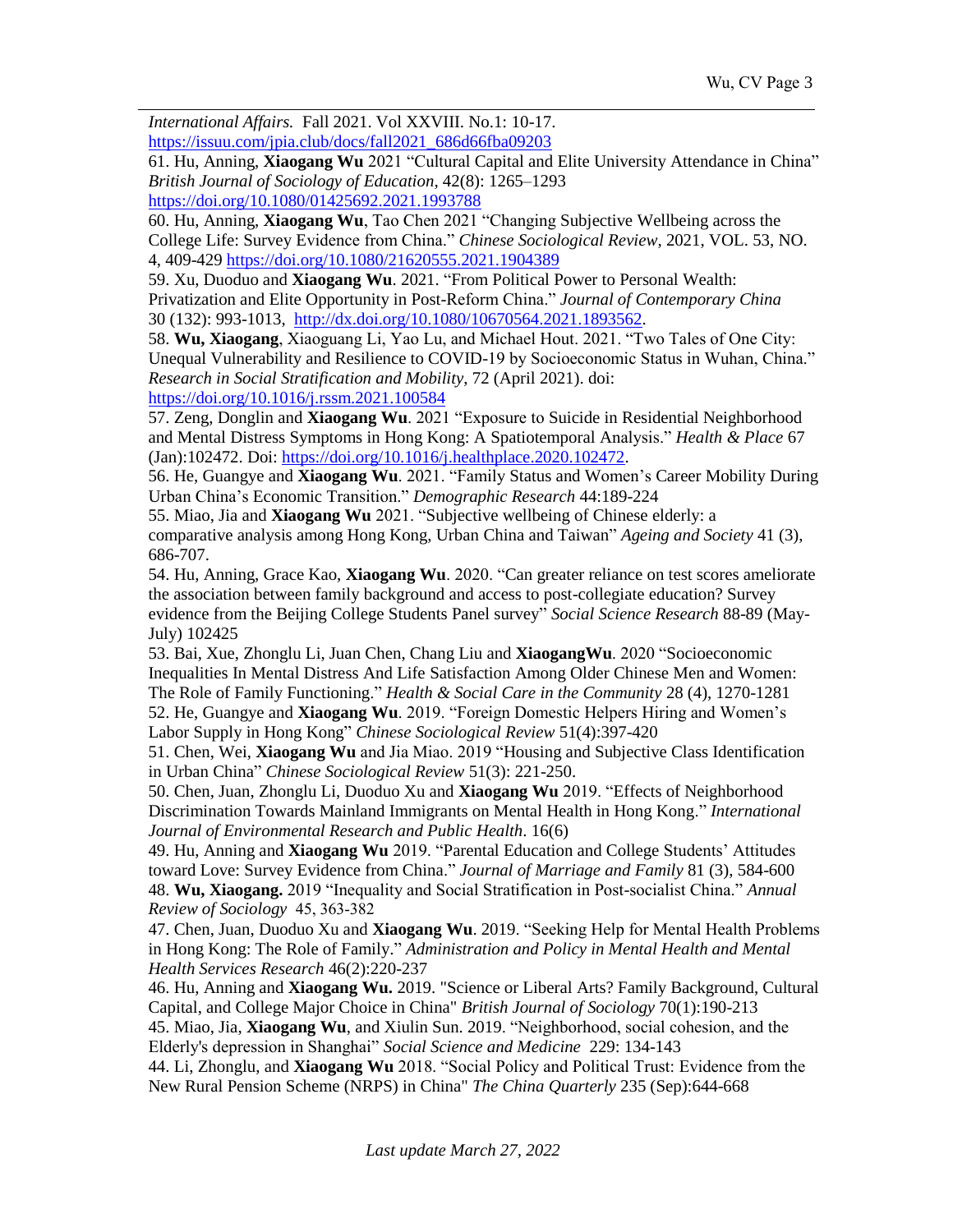*International Affairs.* Fall 2021. Vol XXVIII. No.1: 10-17. https://issuu.com/jpia.club/docs/fall2021_686d66fba09203

61. Hu, Anning, **Xiaogang Wu** 2021 "Cultural Capital and Elite University Attendance in China" *British Journal of Sociology of Education*, 42(8): 1265–1293 https://doi.org/10.1080/01425692.2021.1993788

60. Hu, Anning, **Xiaogang Wu**, Tao Chen 2021 "Changing Subjective Wellbeing across the College Life: Survey Evidence from China." *Chinese Sociological Review*, 2021, VOL. 53, NO. 4, 409-429 https://doi.org/10.1080/21620555.2021.1904389

59. Xu, Duoduo and **Xiaogang Wu**. 2021. "From Political Power to Personal Wealth: Privatization and Elite Opportunity in Post-Reform China." *Journal of Contemporary China* 30 (132): 993-1013, http://dx.doi.org/10.1080/10670564.2021.1893562.

58. **Wu, Xiaogang**, Xiaoguang Li, Yao Lu, and Michael Hout. 2021. "Two Tales of One City: Unequal Vulnerability and Resilience to COVID-19 by Socioeconomic Status in Wuhan, China." *Research in Social Stratification and Mobility*, 72 (April 2021). doi: https://doi.org/10.1016/j.rssm.2021.100584

57. Zeng, Donglin and **Xiaogang Wu**. 2021 "Exposure to Suicide in Residential Neighborhood and Mental Distress Symptoms in Hong Kong: A Spatiotemporal Analysis." *Health & Place* 67 (Jan):102472. Doi: https://doi.org/10.1016/j.healthplace.2020.102472.

56. He, Guangye and **Xiaogang Wu**. 2021. "Family Status and Women's Career Mobility During Urban China's Economic Transition." *Demographic Research* 44:189-224

55. Miao, Jia and **Xiaogang Wu** 2021. "Subjective wellbeing of Chinese elderly: a comparative analysis among Hong Kong, Urban China and Taiwan" *Ageing and Society* 41 (3), 686-707.

54. Hu, Anning, Grace Kao, **Xiaogang Wu**. 2020. "Can greater reliance on test scores ameliorate the association between family background and access to post-collegiate education? Survey evidence from the Beijing College Students Panel survey" *Social Science Research* 88-89 (May-July) 102425

53. Bai, Xue, Zhonglu Li, Juan Chen, Chang Liu and **XiaogangWu**. 2020 "Socioeconomic Inequalities In Mental Distress And Life Satisfaction Among Older Chinese Men and Women: The Role of Family Functioning." *Health & Social Care in the Community* 28 (4), 1270-1281

52. He, Guangye and **Xiaogang Wu**. 2019. "Foreign Domestic Helpers Hiring and Women's Labor Supply in Hong Kong" *Chinese Sociological Review* 51(4):397-420

51. Chen, Wei, **Xiaogang Wu** and Jia Miao. 2019 "Housing and Subjective Class Identification in Urban China" *Chinese Sociological Review* 51(3): 221-250.

50. Chen, Juan, Zhonglu Li, Duoduo Xu and **Xiaogang Wu** 2019. "Effects of Neighborhood Discrimination Towards Mainland Immigrants on Mental Health in Hong Kong." *International Journal of Environmental Research and Public Health*. 16(6)

49. Hu, Anning and **Xiaogang Wu** 2019. "Parental Education and College Students' Attitudes toward Love: Survey Evidence from China." *Journal of Marriage and Family* 81 (3), 584-600

48. **Wu, Xiaogang.** 2019 "Inequality and Social Stratification in Post-socialist China." *Annual Review of Sociology* 45, 363-382

47. Chen, Juan, Duoduo Xu and **Xiaogang Wu**. 2019. "Seeking Help for Mental Health Problems in Hong Kong: The Role of Family." *Administration and Policy in Mental Health and Mental Health Services Research* 46(2):220-237

46. Hu, Anning and **Xiaogang Wu.** 2019. "Science or Liberal Arts? Family Background, Cultural Capital, and College Major Choice in China" *British Journal of Sociology* 70(1):190-213

45. Miao, Jia, **Xiaogang Wu**, and Xiulin Sun. 2019. "Neighborhood, social cohesion, and the Elderly's depression in Shanghai" *Social Science and Medicine* 229: 134-143

44. Li, Zhonglu, and **Xiaogang Wu** 2018. "Social Policy and Political Trust: Evidence from the New Rural Pension Scheme (NRPS) in China" *The China Quarterly* 235 (Sep):644-668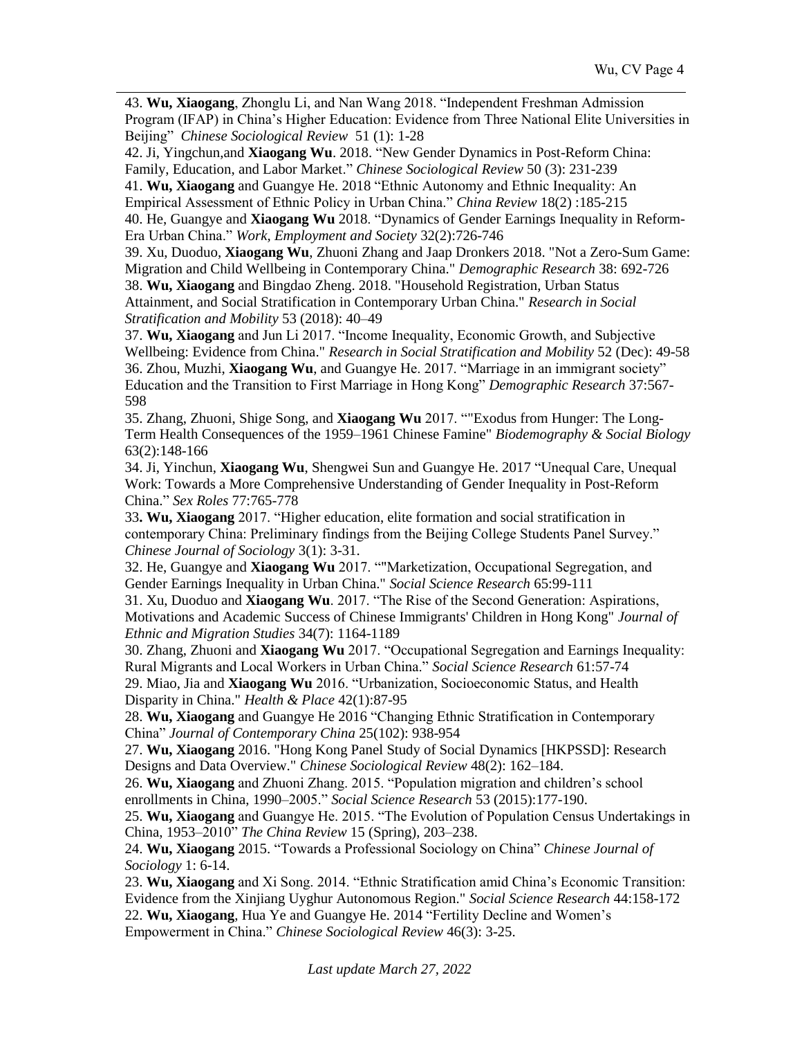43. **Wu, Xiaogang**, Zhonglu Li, and Nan Wang 2018. "Independent Freshman Admission Program (IFAP) in China's Higher Education: Evidence from Three National Elite Universities in Beijing" *Chinese Sociological Review* 51 (1): 1-28

42. Ji, Yingchun,and **Xiaogang Wu**. 2018. "New Gender Dynamics in Post-Reform China: Family, Education, and Labor Market." *Chinese Sociological Review* 50 (3): 231-239

41. **Wu, Xiaogang** and Guangye He. 2018 "Ethnic Autonomy and Ethnic Inequality: An Empirical Assessment of Ethnic Policy in Urban China." *China Review* 18(2) :185-215

40. He, Guangye and **Xiaogang Wu** 2018. "Dynamics of Gender Earnings Inequality in Reform-Era Urban China." *Work, Employment and Society* 32(2):726-746

39. Xu, Duoduo, **Xiaogang Wu**, Zhuoni Zhang and Jaap Dronkers 2018. "Not a Zero-Sum Game: Migration and Child Wellbeing in Contemporary China." *Demographic Research* 38: 692-726

38. **Wu, Xiaogang** and Bingdao Zheng. 2018. "Household Registration, Urban Status Attainment, and Social Stratification in Contemporary Urban China." *Research in Social Stratification and Mobility* 53 (2018): 40–49

37. **Wu, Xiaogang** and Jun Li 2017. "Income Inequality, Economic Growth, and Subjective Wellbeing: Evidence from China." *Research in Social Stratification and Mobility* 52 (Dec): 49-58

36. Zhou, Muzhi, **Xiaogang Wu**, and Guangye He. 2017. "Marriage in an immigrant society" Education and the Transition to First Marriage in Hong Kong" *Demographic Research* 37:567-598

35. Zhang, Zhuoni, Shige Song, and **Xiaogang Wu** 2017. ""Exodus from Hunger: The Long-Term Health Consequences of the 1959–1961 Chinese Famine" *Biodemography & Social Biology* 63(2):148-166

34. Ji, Yinchun, **Xiaogang Wu**, Shengwei Sun and Guangye He. 2017 "Unequal Care, Unequal Work: Towards a More Comprehensive Understanding of Gender Inequality in Post-Reform China." *Sex Roles* 77:765-778

33**. Wu, Xiaogang** 2017. "Higher education, elite formation and social stratification in contemporary China: Preliminary findings from the Beijing College Students Panel Survey." *Chinese Journal of Sociology* 3(1): 3-31.

32. He, Guangye and **Xiaogang Wu** 2017. ""Marketization, Occupational Segregation, and Gender Earnings Inequality in Urban China." *Social Science Research* 65:99-111

31. Xu, Duoduo and **Xiaogang Wu**. 2017. "The Rise of the Second Generation: Aspirations, Motivations and Academic Success of Chinese Immigrants' Children in Hong Kong" *Journal of Ethnic and Migration Studies* 34(7): 1164-1189

30. Zhang, Zhuoni and **Xiaogang Wu** 2017. "Occupational Segregation and Earnings Inequality: Rural Migrants and Local Workers in Urban China." *Social Science Research* 61:57-74

29. Miao, Jia and **Xiaogang Wu** 2016. "Urbanization, Socioeconomic Status, and Health Disparity in China." *Health & Place* 42(1):87-95

28. **Wu, Xiaogang** and Guangye He 2016 "Changing Ethnic Stratification in Contemporary China" *Journal of Contemporary China* 25(102): 938-954

27. **Wu, Xiaogang** 2016. "Hong Kong Panel Study of Social Dynamics [HKPSSD]: Research Designs and Data Overview." *Chinese Sociological Review* 48(2): 162–184.

26. **Wu, Xiaogang** and Zhuoni Zhang. 2015. "Population migration and children's school enrollments in China, 1990–2005." *Social Science Research* 53 (2015):177-190.

25. **Wu, Xiaogang** and Guangye He. 2015. "The Evolution of Population Census Undertakings in China, 1953–2010" *The China Review* 15 (Spring), 203–238.

24. **Wu, Xiaogang** 2015. "Towards a Professional Sociology on China" *Chinese Journal of Sociology* 1: 6-14.

23. **Wu, Xiaogang** and Xi Song. 2014. "Ethnic Stratification amid China's Economic Transition: Evidence from the Xinjiang Uyghur Autonomous Region." *Social Science Research* 44:158-172

22. **Wu, Xiaogang**, Hua Ye and Guangye He. 2014 "Fertility Decline and Women's Empowerment in China." *Chinese Sociological Review* 46(3): 3-25.

*Last update March 27, 2022*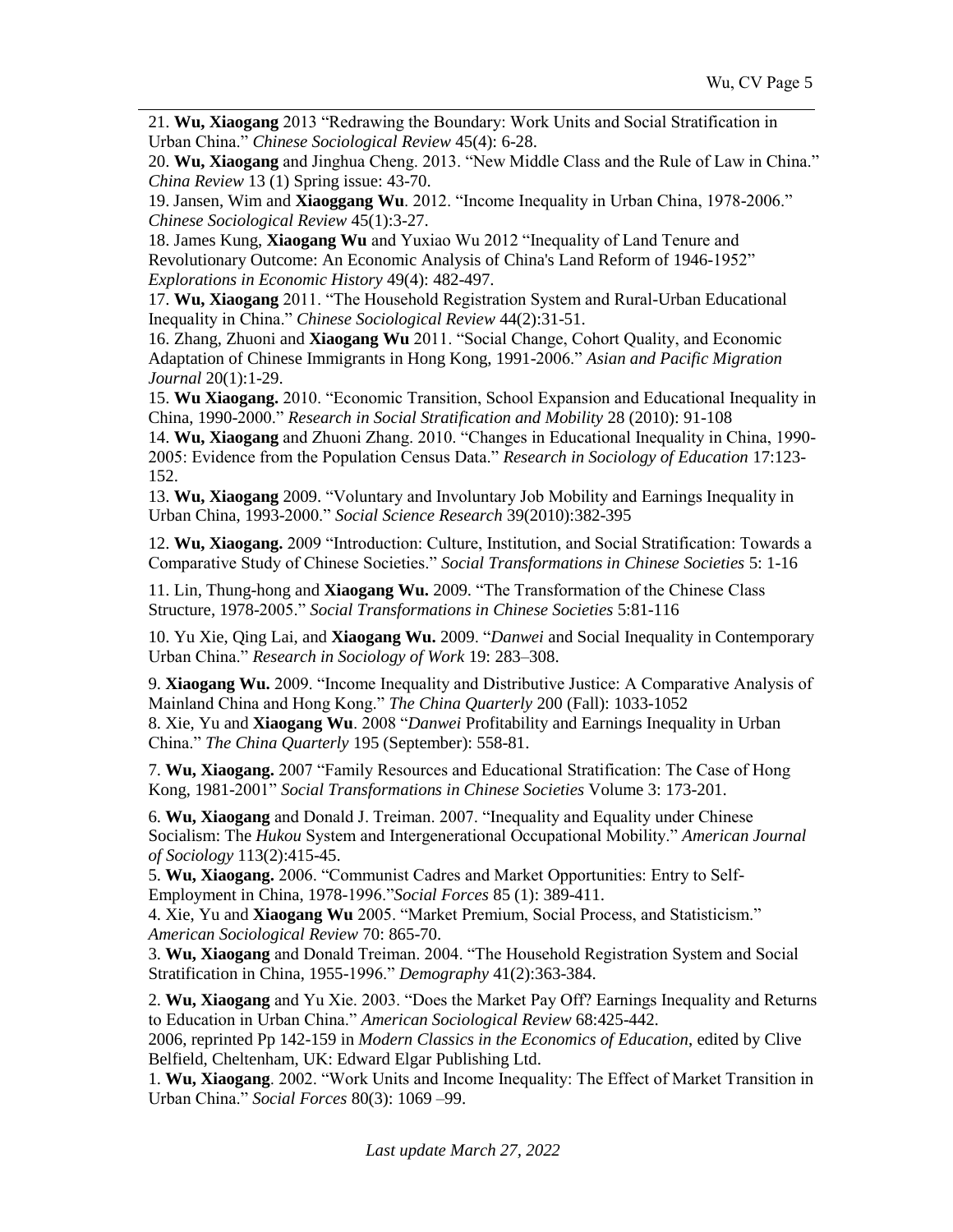21. **Wu, Xiaogang** 2013 "Redrawing the Boundary: Work Units and Social Stratification in Urban China." *Chinese Sociological Review* 45(4): 6-28.

20. **Wu, Xiaogang** and Jinghua Cheng. 2013. "New Middle Class and the Rule of Law in China." *China Review* 13 (1) Spring issue: 43-70.

19. Jansen, Wim and **Xiaoggang Wu**. 2012. "Income Inequality in Urban China, 1978-2006." *Chinese Sociological Review* 45(1):3-27.

18. James Kung, **Xiaogang Wu** and Yuxiao Wu 2012 "Inequality of Land Tenure and Revolutionary Outcome: An Economic Analysis of China's Land Reform of 1946-1952" *Explorations in Economic History* 49(4): 482-497.

17. **Wu, Xiaogang** 2011. "The Household Registration System and Rural-Urban Educational Inequality in China." *Chinese Sociological Review* 44(2):31-51.

16. Zhang, Zhuoni and **Xiaogang Wu** 2011. "Social Change, Cohort Quality, and Economic Adaptation of Chinese Immigrants in Hong Kong, 1991-2006." *Asian and Pacific Migration Journal* 20(1):1-29.

15. **Wu Xiaogang.** 2010. "Economic Transition, School Expansion and Educational Inequality in China, 1990-2000." *Research in Social Stratification and Mobility* 28 (2010): 91-108

14. **Wu, Xiaogang** and Zhuoni Zhang. 2010. "Changes in Educational Inequality in China, 1990-2005: Evidence from the Population Census Data." *Research in Sociology of Education* 17:123-152.

13. **Wu, Xiaogang** 2009. "Voluntary and Involuntary Job Mobility and Earnings Inequality in Urban China, 1993-2000." *Social Science Research* 39(2010):382-395

12. **Wu, Xiaogang.** 2009 "Introduction: Culture, Institution, and Social Stratification: Towards a Comparative Study of Chinese Societies." *Social Transformations in Chinese Societies* 5: 1-16

11. Lin, Thung-hong and **Xiaogang Wu.** 2009. "The Transformation of the Chinese Class Structure, 1978-2005." *Social Transformations in Chinese Societies* 5:81-116

10. Yu Xie, Qing Lai, and **Xiaogang Wu.** 2009. "*Danwei* and Social Inequality in Contemporary Urban China." *Research in Sociology of Work* 19: 283–308.

9. **Xiaogang Wu.** 2009. "Income Inequality and Distributive Justice: A Comparative Analysis of Mainland China and Hong Kong." *The China Quarterly* 200 (Fall): 1033-1052

8. Xie, Yu and **Xiaogang Wu**. 2008 "*Danwei* Profitability and Earnings Inequality in Urban China." *The China Quarterly* 195 (September): 558-81.

7. **Wu, Xiaogang.** 2007 "Family Resources and Educational Stratification: The Case of Hong Kong, 1981-2001" *Social Transformations in Chinese Societies* Volume 3: 173-201.

6. **Wu, Xiaogang** and Donald J. Treiman. 2007. "Inequality and Equality under Chinese Socialism: The *Hukou* System and Intergenerational Occupational Mobility." *American Journal of Sociology* 113(2):415-45.

5. **Wu, Xiaogang.** 2006. "Communist Cadres and Market Opportunities: Entry to Self-Employment in China, 1978-1996."*Social Forces* 85 (1): 389-411.

4. Xie, Yu and **Xiaogang Wu** 2005. "Market Premium, Social Process, and Statisticism." *American Sociological Review* 70: 865-70.

3. **Wu, Xiaogang** and Donald Treiman. 2004. "The Household Registration System and Social Stratification in China, 1955-1996." *Demography* 41(2):363-384.

2. **Wu, Xiaogang** and Yu Xie. 2003. "Does the Market Pay Off? Earnings Inequality and Returns to Education in Urban China." *American Sociological Review* 68:425-442.
2006, reprinted Pp 142-159 in *Modern Classics in the Economics of Education*, edited by Clive Belfield, Cheltenham, UK: Edward Elgar Publishing Ltd.

1. **Wu, Xiaogang**. 2002. "Work Units and Income Inequality: The Effect of Market Transition in Urban China." *Social Forces* 80(3): 1069 –99.

*Last update March 27, 2022*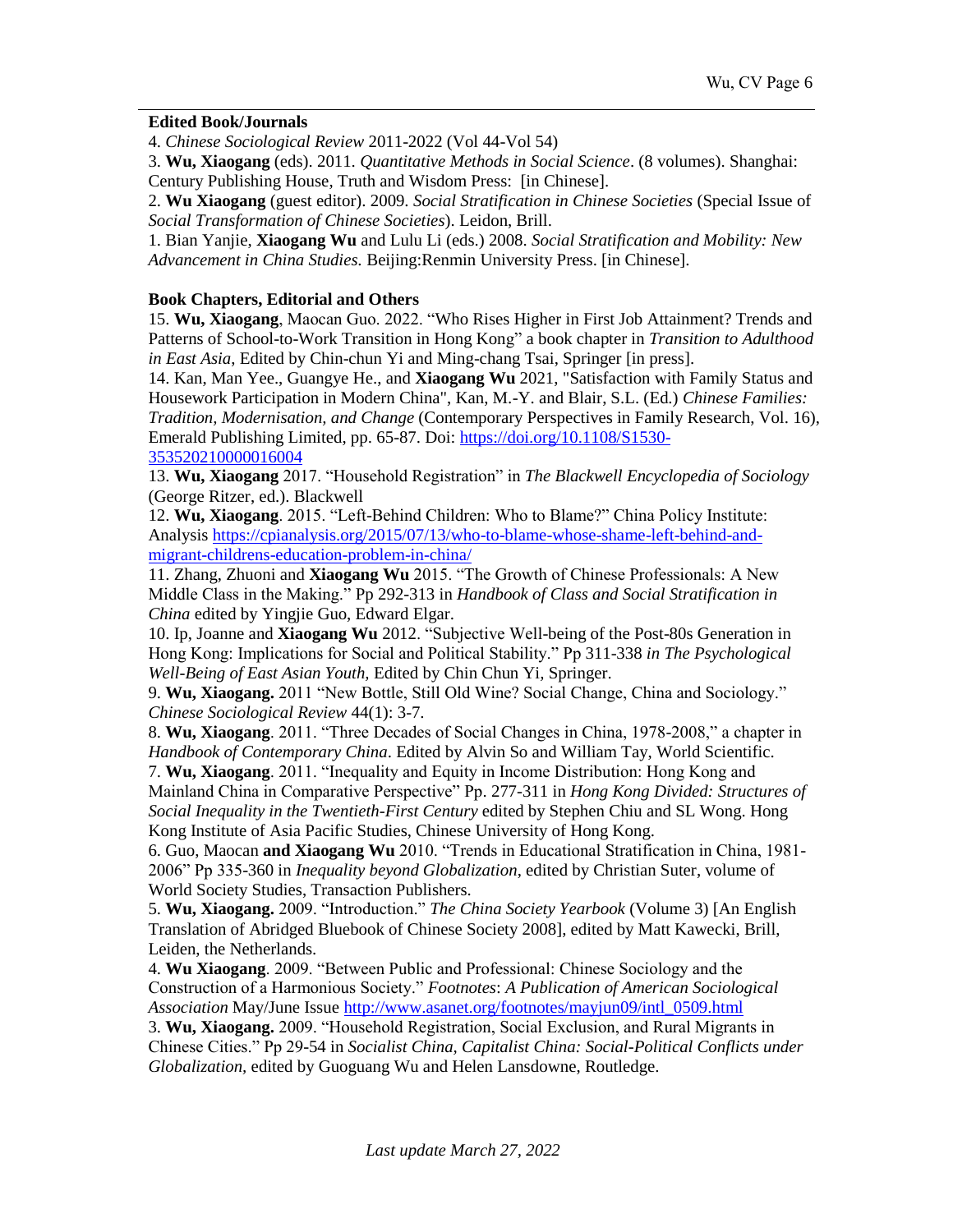**Edited Book/Journals**

4. *Chinese Sociological Review* 2011-2022 (Vol 44-Vol 54)

3. **Wu, Xiaogang** (eds). 2011. *Quantitative Methods in Social Science*. (8 volumes). Shanghai: Century Publishing House, Truth and Wisdom Press: [in Chinese].

2. **Wu Xiaogang** (guest editor). 2009. *Social Stratification in Chinese Societies* (Special Issue of *Social Transformation of Chinese Societies*). Leidon, Brill.

1. Bian Yanjie, **Xiaogang Wu** and Lulu Li (eds.) 2008. *Social Stratification and Mobility: New Advancement in China Studies.* Beijing:Renmin University Press. [in Chinese].

**Book Chapters, Editorial and Others**

15. **Wu, Xiaogang**, Maocan Guo. 2022. "Who Rises Higher in First Job Attainment? Trends and Patterns of School-to-Work Transition in Hong Kong" a book chapter in *Transition to Adulthood in East Asia*, Edited by Chin-chun Yi and Ming-chang Tsai, Springer [in press].

14. Kan, Man Yee., Guangye He., and **Xiaogang Wu** 2021, "Satisfaction with Family Status and Housework Participation in Modern China", Kan, M.-Y. and Blair, S.L. (Ed.) *Chinese Families: Tradition, Modernisation, and Change* (Contemporary Perspectives in Family Research, Vol. 16), Emerald Publishing Limited, pp. 65-87. Doi: https://doi.org/10.1108/S1530-353520210000016004

13. **Wu, Xiaogang** 2017. "Household Registration" in *The Blackwell Encyclopedia of Sociology* (George Ritzer, ed.). Blackwell

12. **Wu, Xiaogang**. 2015. "Left-Behind Children: Who to Blame?" China Policy Institute: Analysis https://cpianalysis.org/2015/07/13/who-to-blame-whose-shame-left-behind-and-migrant-childrens-education-problem-in-china/

11. Zhang, Zhuoni and **Xiaogang Wu** 2015. "The Growth of Chinese Professionals: A New Middle Class in the Making." Pp 292-313 in *Handbook of Class and Social Stratification in China* edited by Yingjie Guo, Edward Elgar.

10. Ip, Joanne and **Xiaogang Wu** 2012. "Subjective Well-being of the Post-80s Generation in Hong Kong: Implications for Social and Political Stability." Pp 311-338 *in The Psychological Well-Being of East Asian Youth*, Edited by Chin Chun Yi, Springer.

9. **Wu, Xiaogang.** 2011 "New Bottle, Still Old Wine? Social Change, China and Sociology." *Chinese Sociological Review* 44(1): 3-7.

8. **Wu, Xiaogang**. 2011. "Three Decades of Social Changes in China, 1978-2008," a chapter in *Handbook of Contemporary China*. Edited by Alvin So and William Tay, World Scientific.

7. **Wu, Xiaogang**. 2011. "Inequality and Equity in Income Distribution: Hong Kong and Mainland China in Comparative Perspective" Pp. 277-311 in *Hong Kong Divided: Structures of Social Inequality in the Twentieth-First Century* edited by Stephen Chiu and SL Wong. Hong Kong Institute of Asia Pacific Studies, Chinese University of Hong Kong.

6. Guo, Maocan **and Xiaogang Wu** 2010. "Trends in Educational Stratification in China, 1981-2006" Pp 335-360 in *Inequality beyond Globalization*, edited by Christian Suter, volume of World Society Studies, Transaction Publishers.

5. **Wu, Xiaogang.** 2009. "Introduction." *The China Society Yearbook* (Volume 3) [An English Translation of Abridged Bluebook of Chinese Society 2008], edited by Matt Kawecki, Brill, Leiden, the Netherlands.

4. **Wu Xiaogang**. 2009. "Between Public and Professional: Chinese Sociology and the Construction of a Harmonious Society." *Footnotes*: *A Publication of American Sociological Association* May/June Issue http://www.asanet.org/footnotes/mayjun09/intl_0509.html

3. **Wu, Xiaogang.** 2009. "Household Registration, Social Exclusion, and Rural Migrants in Chinese Cities." Pp 29-54 in *Socialist China, Capitalist China: Social-Political Conflicts under Globalization,* edited by Guoguang Wu and Helen Lansdowne, Routledge.

*Last update March 27, 2022*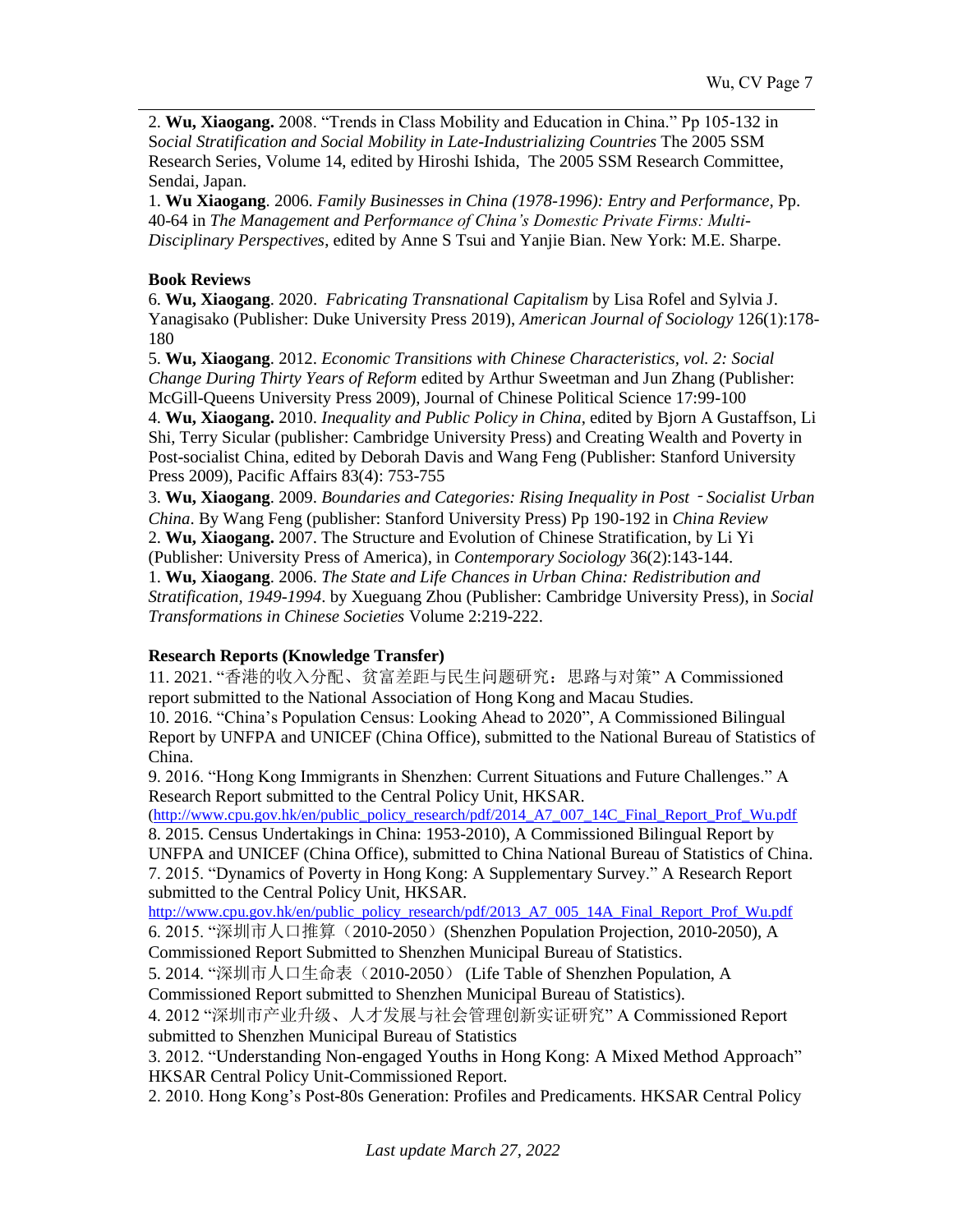2. **Wu, Xiaogang.** 2008. "Trends in Class Mobility and Education in China." Pp 105-132 in *Social Stratification and Social Mobility in Late-Industrializing Countries* The 2005 SSM Research Series, Volume 14, edited by Hiroshi Ishida, The 2005 SSM Research Committee, Sendai, Japan.

1. **Wu Xiaogang**. 2006. *Family Businesses in China (1978-1996): Entry and Performance*, Pp. 40-64 in *The Management and Performance of China's Domestic Private Firms: Multi-Disciplinary Perspectives*, edited by Anne S Tsui and Yanjie Bian. New York: M.E. Sharpe.

**Book Reviews**

6. **Wu, Xiaogang**. 2020. *Fabricating Transnational Capitalism* by Lisa Rofel and Sylvia J. Yanagisako (Publisher: Duke University Press 2019), *American Journal of Sociology* 126(1):178-180

5. **Wu, Xiaogang**. 2012. *Economic Transitions with Chinese Characteristics, vol. 2: Social Change During Thirty Years of Reform* edited by Arthur Sweetman and Jun Zhang (Publisher: McGill-Queens University Press 2009), Journal of Chinese Political Science 17:99-100

4. **Wu, Xiaogang.** 2010. *Inequality and Public Policy in China*, edited by Bjorn A Gustaffson, Li Shi, Terry Sicular (publisher: Cambridge University Press) and Creating Wealth and Poverty in Post-socialist China, edited by Deborah Davis and Wang Feng (Publisher: Stanford University Press 2009), Pacific Affairs 83(4): 753-755

3. **Wu, Xiaogang**. 2009. *Boundaries and Categories: Rising Inequality in Post－Socialist Urban China*. By Wang Feng (publisher: Stanford University Press) Pp 190-192 in *China Review*

2. **Wu, Xiaogang.** 2007. The Structure and Evolution of Chinese Stratification, by Li Yi (Publisher: University Press of America), in *Contemporary Sociology* 36(2):143-144.

1. **Wu, Xiaogang**. 2006. *The State and Life Chances in Urban China: Redistribution and Stratification, 1949-1994*. by Xueguang Zhou (Publisher: Cambridge University Press), in *Social Transformations in Chinese Societies* Volume 2:219-222.

**Research Reports (Knowledge Transfer)**

11. 2021. "香港的收入分配、贫富差距与民生问题研究：思路与对策" A Commissioned report submitted to the National Association of Hong Kong and Macau Studies.

10. 2016. "China's Population Census: Looking Ahead to 2020", A Commissioned Bilingual Report by UNFPA and UNICEF (China Office), submitted to the National Bureau of Statistics of China.

9. 2016. "Hong Kong Immigrants in Shenzhen: Current Situations and Future Challenges." A Research Report submitted to the Central Policy Unit, HKSAR. (http://www.cpu.gov.hk/en/public_policy_research/pdf/2014_A7_007_14C_Final_Report_Prof_Wu.pdf

8. 2015. Census Undertakings in China: 1953-2010), A Commissioned Bilingual Report by UNFPA and UNICEF (China Office), submitted to China National Bureau of Statistics of China.

7. 2015. "Dynamics of Poverty in Hong Kong: A Supplementary Survey." A Research Report submitted to the Central Policy Unit, HKSAR. http://www.cpu.gov.hk/en/public_policy_research/pdf/2013_A7_005_14A_Final_Report_Prof_Wu.pdf

6. 2015. "深圳市人口推算（2010-2050）(Shenzhen Population Projection, 2010-2050), A Commissioned Report Submitted to Shenzhen Municipal Bureau of Statistics.

5. 2014. "深圳市人口生命表（2010-2050） (Life Table of Shenzhen Population, A Commissioned Report submitted to Shenzhen Municipal Bureau of Statistics).

4. 2012 "深圳市产业升级、人才发展与社会管理创新实证研究" A Commissioned Report submitted to Shenzhen Municipal Bureau of Statistics

3. 2012. "Understanding Non-engaged Youths in Hong Kong: A Mixed Method Approach" HKSAR Central Policy Unit-Commissioned Report.

2. 2010. Hong Kong's Post-80s Generation: Profiles and Predicaments. HKSAR Central Policy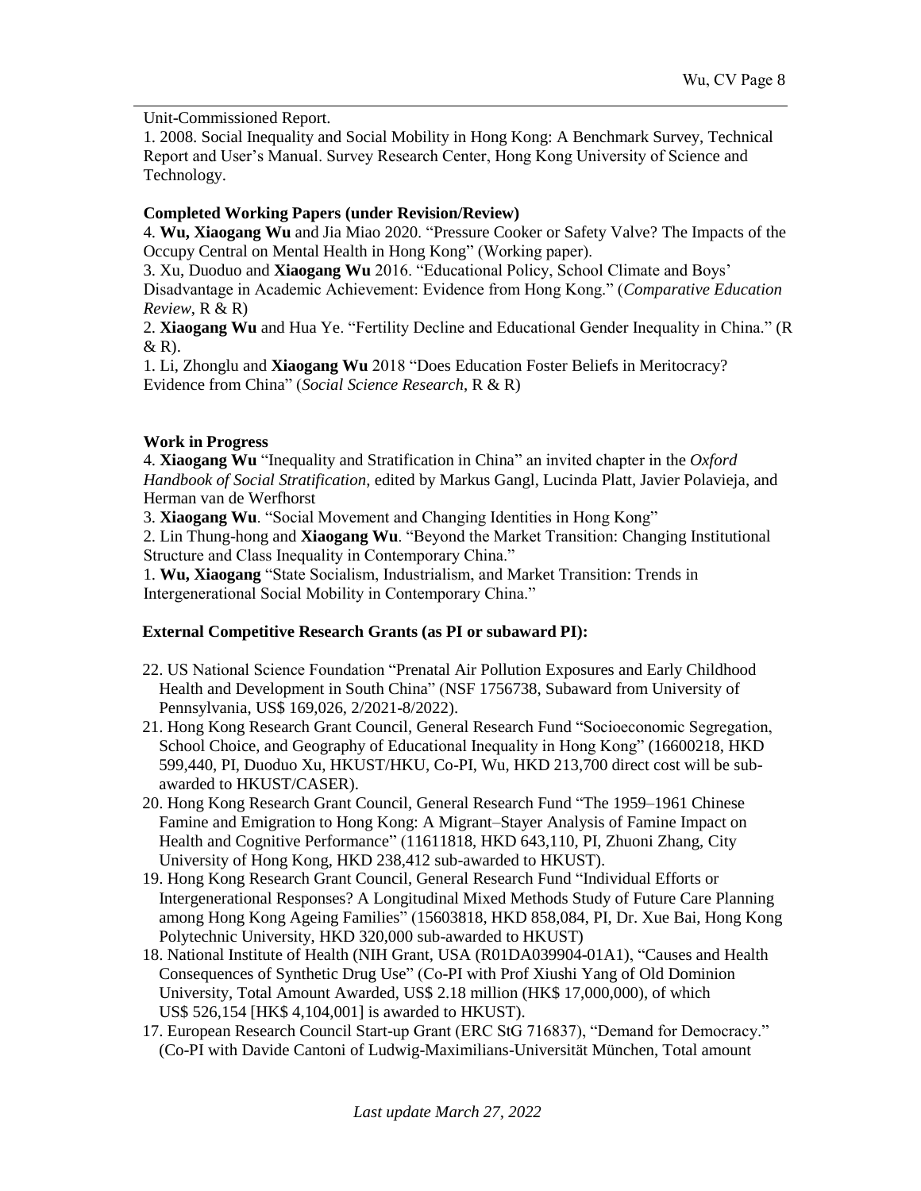Unit-Commissioned Report.

1. 2008. Social Inequality and Social Mobility in Hong Kong: A Benchmark Survey, Technical Report and User's Manual. Survey Research Center, Hong Kong University of Science and Technology.

**Completed Working Papers (under Revision/Review)**

4. **Wu, Xiaogang Wu** and Jia Miao 2020. "Pressure Cooker or Safety Valve? The Impacts of the Occupy Central on Mental Health in Hong Kong" (Working paper).

3. Xu, Duoduo and **Xiaogang Wu** 2016. "Educational Policy, School Climate and Boys' Disadvantage in Academic Achievement: Evidence from Hong Kong." (*Comparative Education Review*, R & R)

2. **Xiaogang Wu** and Hua Ye. "Fertility Decline and Educational Gender Inequality in China." (R & R).

1. Li, Zhonglu and **Xiaogang Wu** 2018 "Does Education Foster Beliefs in Meritocracy? Evidence from China" (*Social Science Research*, R & R)

**Work in Progress**

4. **Xiaogang Wu** "Inequality and Stratification in China" an invited chapter in the *Oxford Handbook of Social Stratification*, edited by Markus Gangl, Lucinda Platt, Javier Polavieja, and Herman van de Werfhorst

3. **Xiaogang Wu**. "Social Movement and Changing Identities in Hong Kong"

2. Lin Thung-hong and **Xiaogang Wu**. "Beyond the Market Transition: Changing Institutional Structure and Class Inequality in Contemporary China."

1. **Wu, Xiaogang** "State Socialism, Industrialism, and Market Transition: Trends in Intergenerational Social Mobility in Contemporary China."

**External Competitive Research Grants (as PI or subaward PI):**

22. US National Science Foundation "Prenatal Air Pollution Exposures and Early Childhood Health and Development in South China" (NSF 1756738, Subaward from University of Pennsylvania, US$ 169,026, 2/2021-8/2022).

21. Hong Kong Research Grant Council, General Research Fund "Socioeconomic Segregation, School Choice, and Geography of Educational Inequality in Hong Kong" (16600218, HKD 599,440, PI, Duoduo Xu, HKUST/HKU, Co-PI, Wu, HKD 213,700 direct cost will be sub-awarded to HKUST/CASER).

20. Hong Kong Research Grant Council, General Research Fund "The 1959–1961 Chinese Famine and Emigration to Hong Kong: A Migrant–Stayer Analysis of Famine Impact on Health and Cognitive Performance" (11611818, HKD 643,110, PI, Zhuoni Zhang, City University of Hong Kong, HKD 238,412 sub-awarded to HKUST).

19. Hong Kong Research Grant Council, General Research Fund "Individual Efforts or Intergenerational Responses? A Longitudinal Mixed Methods Study of Future Care Planning among Hong Kong Ageing Families" (15603818, HKD 858,084, PI, Dr. Xue Bai, Hong Kong Polytechnic University, HKD 320,000 sub-awarded to HKUST)

18. National Institute of Health (NIH Grant, USA (R01DA039904-01A1), "Causes and Health Consequences of Synthetic Drug Use" (Co-PI with Prof Xiushi Yang of Old Dominion University, Total Amount Awarded, US$ 2.18 million (HK$ 17,000,000), of which US$ 526,154 [HK$ 4,104,001] is awarded to HKUST).

17. European Research Council Start-up Grant (ERC StG 716837), "Demand for Democracy." (Co-PI with Davide Cantoni of Ludwig-Maximilians-Universität München, Total amount

*Last update March 27, 2022*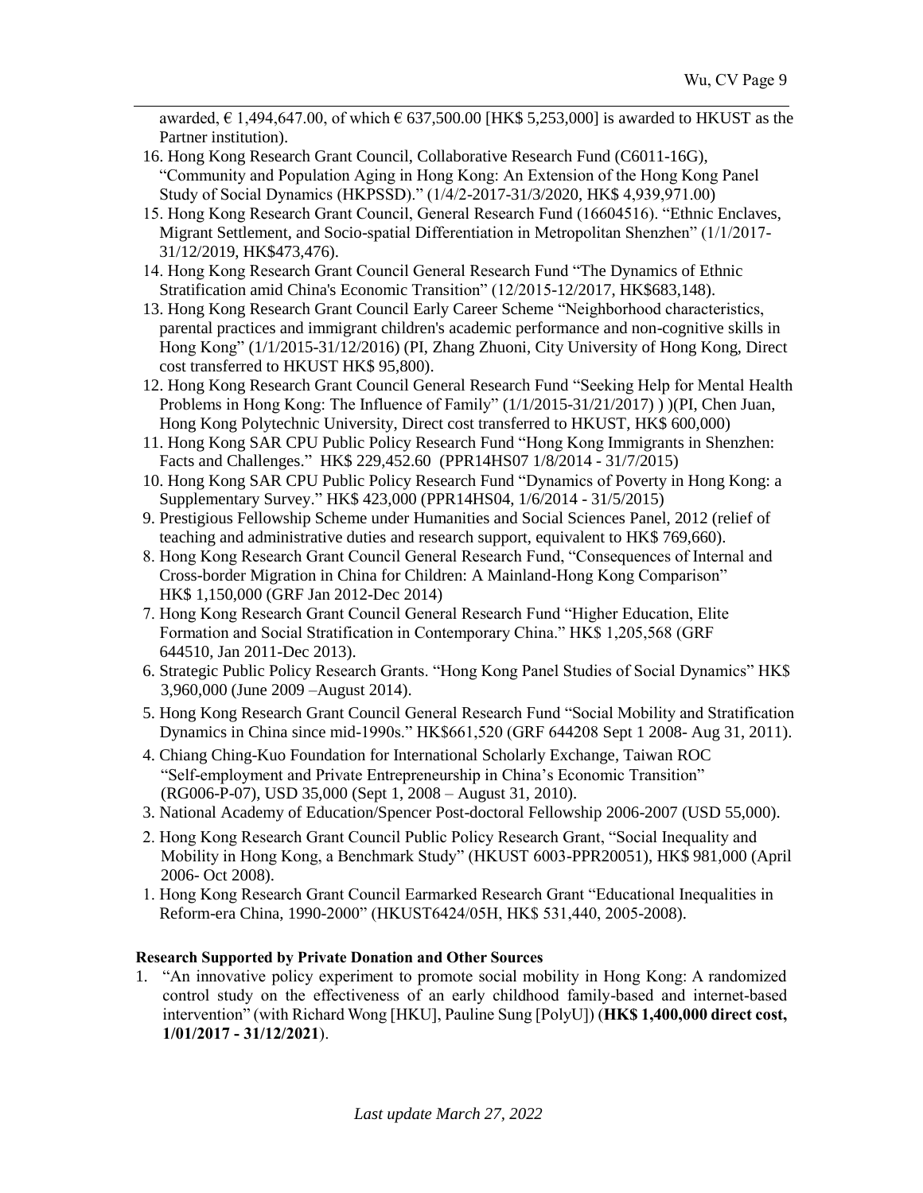awarded, € 1,494,647.00, of which € 637,500.00 [HK$ 5,253,000] is awarded to HKUST as the Partner institution).

16. Hong Kong Research Grant Council, Collaborative Research Fund (C6011-16G), "Community and Population Aging in Hong Kong: An Extension of the Hong Kong Panel Study of Social Dynamics (HKPSSD)." (1/4/2-2017-31/3/2020, HK$ 4,939,971.00)
15. Hong Kong Research Grant Council, General Research Fund (16604516). "Ethnic Enclaves, Migrant Settlement, and Socio-spatial Differentiation in Metropolitan Shenzhen" (1/1/2017-31/12/2019, HK$473,476).
14. Hong Kong Research Grant Council General Research Fund "The Dynamics of Ethnic Stratification amid China's Economic Transition" (12/2015-12/2017, HK$683,148).
13. Hong Kong Research Grant Council Early Career Scheme "Neighborhood characteristics, parental practices and immigrant children's academic performance and non-cognitive skills in Hong Kong" (1/1/2015-31/12/2016) (PI, Zhang Zhuoni, City University of Hong Kong, Direct cost transferred to HKUST HK$ 95,800).
12. Hong Kong Research Grant Council General Research Fund "Seeking Help for Mental Health Problems in Hong Kong: The Influence of Family" (1/1/2015-31/21/2017) ) )(PI, Chen Juan, Hong Kong Polytechnic University, Direct cost transferred to HKUST, HK$ 600,000)
11. Hong Kong SAR CPU Public Policy Research Fund "Hong Kong Immigrants in Shenzhen: Facts and Challenges." HK$ 229,452.60 (PPR14HS07 1/8/2014 - 31/7/2015)
10. Hong Kong SAR CPU Public Policy Research Fund "Dynamics of Poverty in Hong Kong: a Supplementary Survey." HK$ 423,000 (PPR14HS04, 1/6/2014 - 31/5/2015)
9. Prestigious Fellowship Scheme under Humanities and Social Sciences Panel, 2012 (relief of teaching and administrative duties and research support, equivalent to HK$ 769,660).
8. Hong Kong Research Grant Council General Research Fund, "Consequences of Internal and Cross-border Migration in China for Children: A Mainland-Hong Kong Comparison" HK$ 1,150,000 (GRF Jan 2012-Dec 2014)
7. Hong Kong Research Grant Council General Research Fund "Higher Education, Elite Formation and Social Stratification in Contemporary China." HK$ 1,205,568 (GRF 644510, Jan 2011-Dec 2013).
6. Strategic Public Policy Research Grants. "Hong Kong Panel Studies of Social Dynamics" HK$ 3,960,000 (June 2009 –August 2014).
5. Hong Kong Research Grant Council General Research Fund "Social Mobility and Stratification Dynamics in China since mid-1990s." HK$661,520 (GRF 644208 Sept 1 2008- Aug 31, 2011).
4. Chiang Ching-Kuo Foundation for International Scholarly Exchange, Taiwan ROC "Self-employment and Private Entrepreneurship in China's Economic Transition" (RG006-P-07), USD 35,000 (Sept 1, 2008 – August 31, 2010).
3. National Academy of Education/Spencer Post-doctoral Fellowship 2006-2007 (USD 55,000).
2. Hong Kong Research Grant Council Public Policy Research Grant, "Social Inequality and Mobility in Hong Kong, a Benchmark Study" (HKUST 6003-PPR20051), HK$ 981,000 (April 2006- Oct 2008).
1. Hong Kong Research Grant Council Earmarked Research Grant "Educational Inequalities in Reform-era China, 1990-2000" (HKUST6424/05H, HK$ 531,440, 2005-2008).

**Research Supported by Private Donation and Other Sources**

1. "An innovative policy experiment to promote social mobility in Hong Kong: A randomized control study on the effectiveness of an early childhood family-based and internet-based intervention" (with Richard Wong [HKU], Pauline Sung [PolyU]) (**HK$ 1,400,000 direct cost, 1/01/2017 - 31/12/2021**).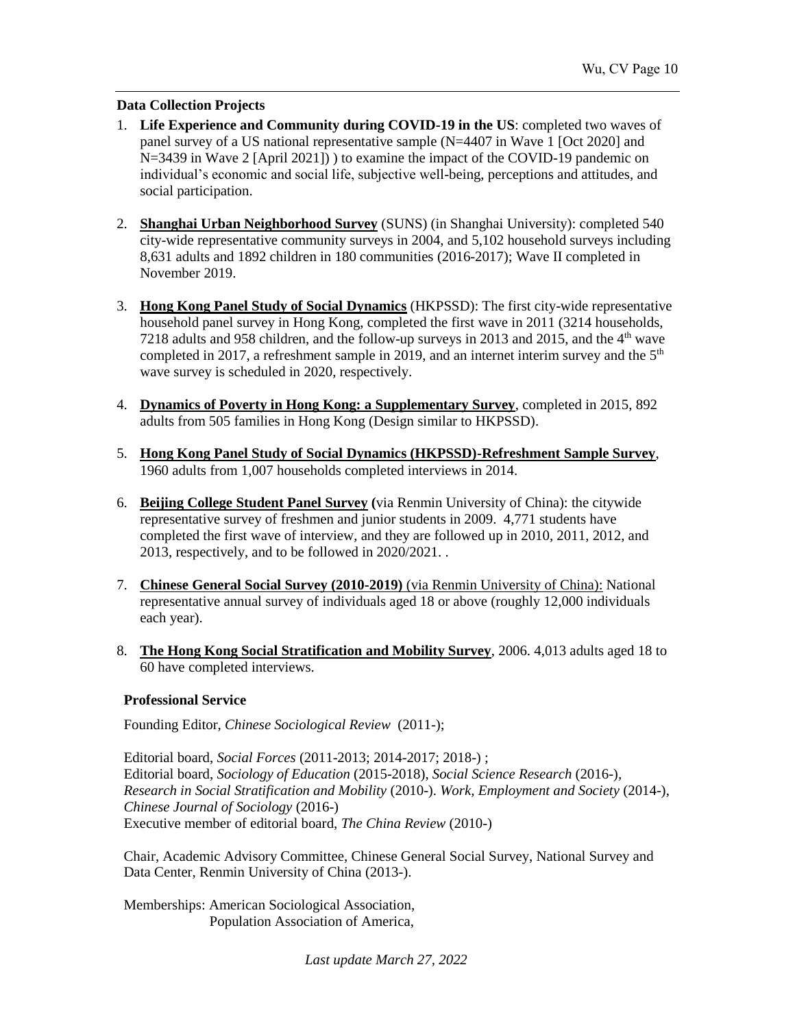**Data Collection Projects**

1. **Life Experience and Community during COVID-19 in the US**: completed two waves of panel survey of a US national representative sample (N=4407 in Wave 1 [Oct 2020] and N=3439 in Wave 2 [April 2021]) ) to examine the impact of the COVID-19 pandemic on individual's economic and social life, subjective well-being, perceptions and attitudes, and social participation.

2. **Shanghai Urban Neighborhood Survey** (SUNS) (in Shanghai University): completed 540 city-wide representative community surveys in 2004, and 5,102 household surveys including 8,631 adults and 1892 children in 180 communities (2016-2017); Wave II completed in November 2019.

3. **Hong Kong Panel Study of Social Dynamics** (HKPSSD): The first city-wide representative household panel survey in Hong Kong, completed the first wave in 2011 (3214 households, 7218 adults and 958 children, and the follow-up surveys in 2013 and 2015, and the 4th wave completed in 2017, a refreshment sample in 2019, and an internet interim survey and the 5th wave survey is scheduled in 2020, respectively.

4. **Dynamics of Poverty in Hong Kong: a Supplementary Survey**, completed in 2015, 892 adults from 505 families in Hong Kong (Design similar to HKPSSD).

5. **Hong Kong Panel Study of Social Dynamics (HKPSSD)-Refreshment Sample Survey**, 1960 adults from 1,007 households completed interviews in 2014.

6. **Beijing College Student Panel Survey (**via Renmin University of China): the citywide representative survey of freshmen and junior students in 2009. 4,771 students have completed the first wave of interview, and they are followed up in 2010, 2011, 2012, and 2013, respectively, and to be followed in 2020/2021. .

7. **Chinese General Social Survey (2010-2019)** (via Renmin University of China): National representative annual survey of individuals aged 18 or above (roughly 12,000 individuals each year).

8. **The Hong Kong Social Stratification and Mobility Survey**, 2006. 4,013 adults aged 18 to 60 have completed interviews.

**Professional Service**

Founding Editor, *Chinese Sociological Review* (2011-);

Editorial board, *Social Forces* (2011-2013; 2014-2017; 2018-) ;
Editorial board, *Sociology of Education* (2015-2018), *Social Science Research* (2016-), *Research in Social Stratification and Mobility* (2010-). *Work, Employment and Society* (2014-), *Chinese Journal of Sociology* (2016-)
Executive member of editorial board, *The China Review* (2010-)

Chair, Academic Advisory Committee, Chinese General Social Survey, National Survey and Data Center, Renmin University of China (2013-).

Memberships: American Sociological Association,
Population Association of America,

*Last update March 27, 2022*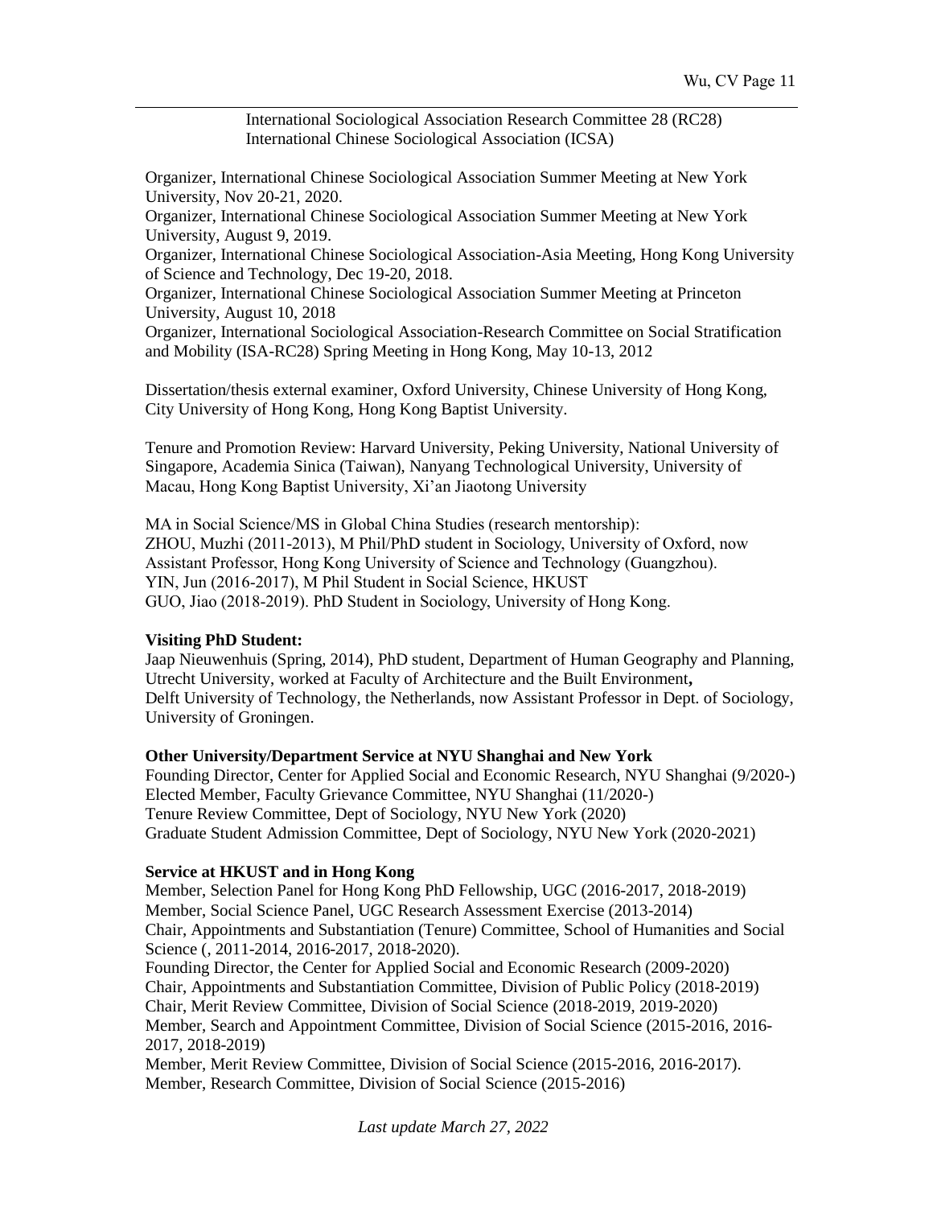International Sociological Association Research Committee 28 (RC28)
International Chinese Sociological Association (ICSA)

Organizer, International Chinese Sociological Association Summer Meeting at New York University, Nov 20-21, 2020.
Organizer, International Chinese Sociological Association Summer Meeting at New York University, August 9, 2019.
Organizer, International Chinese Sociological Association-Asia Meeting, Hong Kong University of Science and Technology, Dec 19-20, 2018.
Organizer, International Chinese Sociological Association Summer Meeting at Princeton University, August 10, 2018
Organizer, International Sociological Association-Research Committee on Social Stratification and Mobility (ISA-RC28) Spring Meeting in Hong Kong, May 10-13, 2012

Dissertation/thesis external examiner, Oxford University, Chinese University of Hong Kong, City University of Hong Kong, Hong Kong Baptist University.

Tenure and Promotion Review: Harvard University, Peking University, National University of Singapore, Academia Sinica (Taiwan), Nanyang Technological University, University of Macau, Hong Kong Baptist University, Xi'an Jiaotong University

MA in Social Science/MS in Global China Studies (research mentorship):
ZHOU, Muzhi (2011-2013), M Phil/PhD student in Sociology, University of Oxford, now Assistant Professor, Hong Kong University of Science and Technology (Guangzhou).
YIN, Jun (2016-2017), M Phil Student in Social Science, HKUST
GUO, Jiao (2018-2019). PhD Student in Sociology, University of Hong Kong.

**Visiting PhD Student:**
Jaap Nieuwenhuis (Spring, 2014), PhD student, Department of Human Geography and Planning, Utrecht University, worked at Faculty of Architecture and the Built Environment**,** Delft University of Technology, the Netherlands, now Assistant Professor in Dept. of Sociology, University of Groningen.

**Other University/Department Service at NYU Shanghai and New York**
Founding Director, Center for Applied Social and Economic Research, NYU Shanghai (9/2020-)
Elected Member, Faculty Grievance Committee, NYU Shanghai (11/2020-)
Tenure Review Committee, Dept of Sociology, NYU New York (2020)
Graduate Student Admission Committee, Dept of Sociology, NYU New York (2020-2021)

**Service at HKUST and in Hong Kong**
Member, Selection Panel for Hong Kong PhD Fellowship, UGC (2016-2017, 2018-2019)
Member, Social Science Panel, UGC Research Assessment Exercise (2013-2014)
Chair, Appointments and Substantiation (Tenure) Committee, School of Humanities and Social Science (, 2011-2014, 2016-2017, 2018-2020).
Founding Director, the Center for Applied Social and Economic Research (2009-2020)
Chair, Appointments and Substantiation Committee, Division of Public Policy (2018-2019)
Chair, Merit Review Committee, Division of Social Science (2018-2019, 2019-2020)
Member, Search and Appointment Committee, Division of Social Science (2015-2016, 2016-2017, 2018-2019)
Member, Merit Review Committee, Division of Social Science (2015-2016, 2016-2017).
Member, Research Committee, Division of Social Science (2015-2016)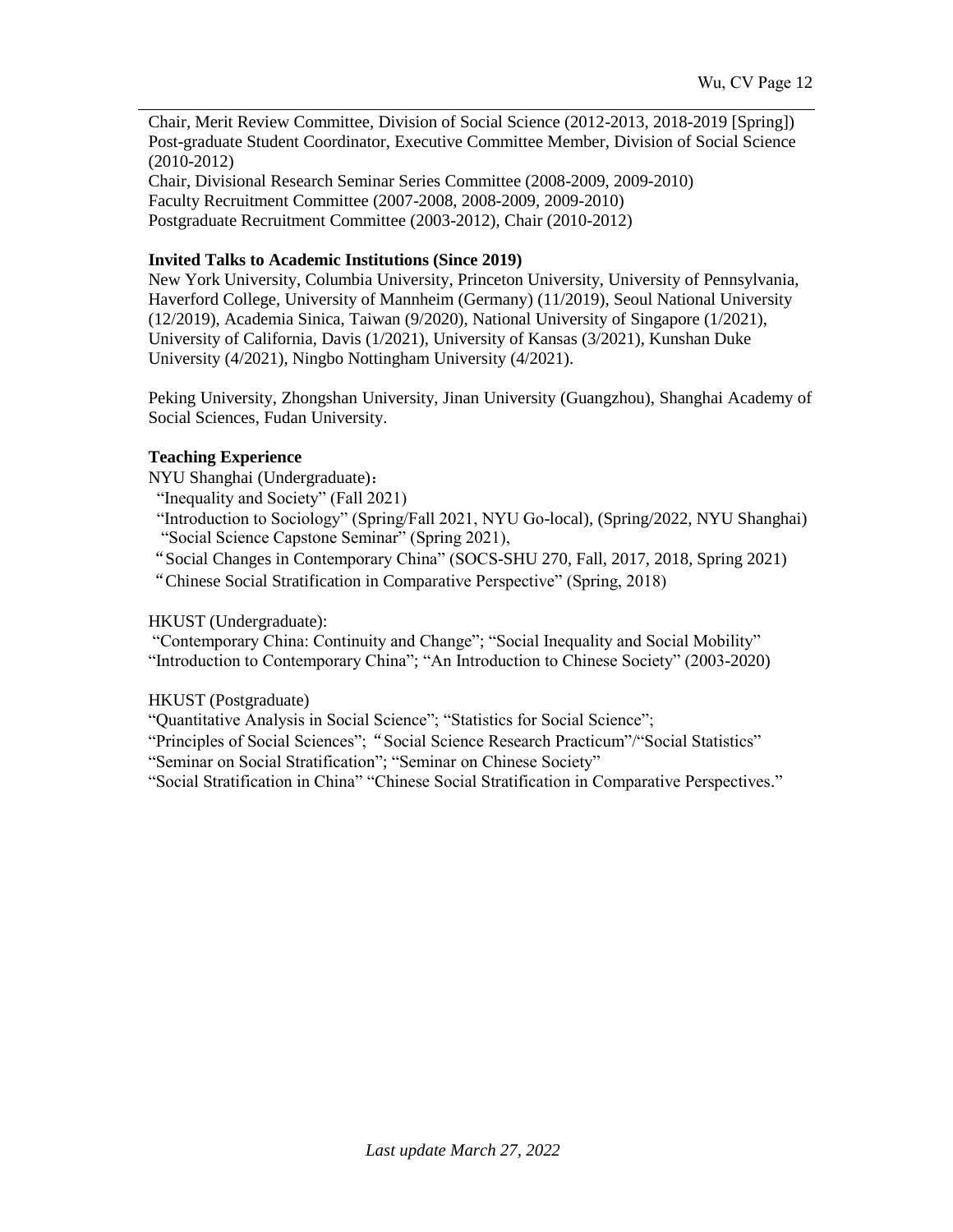Chair, Merit Review Committee, Division of Social Science (2012-2013, 2018-2019 [Spring])
Post-graduate Student Coordinator, Executive Committee Member, Division of Social Science (2010-2012)
Chair, Divisional Research Seminar Series Committee (2008-2009, 2009-2010)
Faculty Recruitment Committee (2007-2008, 2008-2009, 2009-2010)
Postgraduate Recruitment Committee (2003-2012), Chair (2010-2012)

**Invited Talks to Academic Institutions (Since 2019)**
New York University, Columbia University, Princeton University, University of Pennsylvania, Haverford College, University of Mannheim (Germany) (11/2019), Seoul National University (12/2019), Academia Sinica, Taiwan (9/2020), National University of Singapore (1/2021), University of California, Davis (1/2021), University of Kansas (3/2021), Kunshan Duke University (4/2021), Ningbo Nottingham University (4/2021).

Peking University, Zhongshan University, Jinan University (Guangzhou), Shanghai Academy of Social Sciences, Fudan University.

**Teaching Experience**
NYU Shanghai (Undergraduate)：
"Inequality and Society" (Fall 2021)
"Introduction to Sociology" (Spring/Fall 2021, NYU Go-local), (Spring/2022, NYU Shanghai)
"Social Science Capstone Seminar" (Spring 2021),
"Social Changes in Contemporary China" (SOCS-SHU 270, Fall, 2017, 2018, Spring 2021)
"Chinese Social Stratification in Comparative Perspective" (Spring, 2018)

HKUST (Undergraduate):
"Contemporary China: Continuity and Change"; "Social Inequality and Social Mobility"
"Introduction to Contemporary China"; "An Introduction to Chinese Society" (2003-2020)

HKUST (Postgraduate)
"Quantitative Analysis in Social Science"; "Statistics for Social Science";
"Principles of Social Sciences"; "Social Science Research Practicum"/"Social Statistics"
"Seminar on Social Stratification"; "Seminar on Chinese Society"
"Social Stratification in China" "Chinese Social Stratification in Comparative Perspectives."

*Last update March 27, 2022*